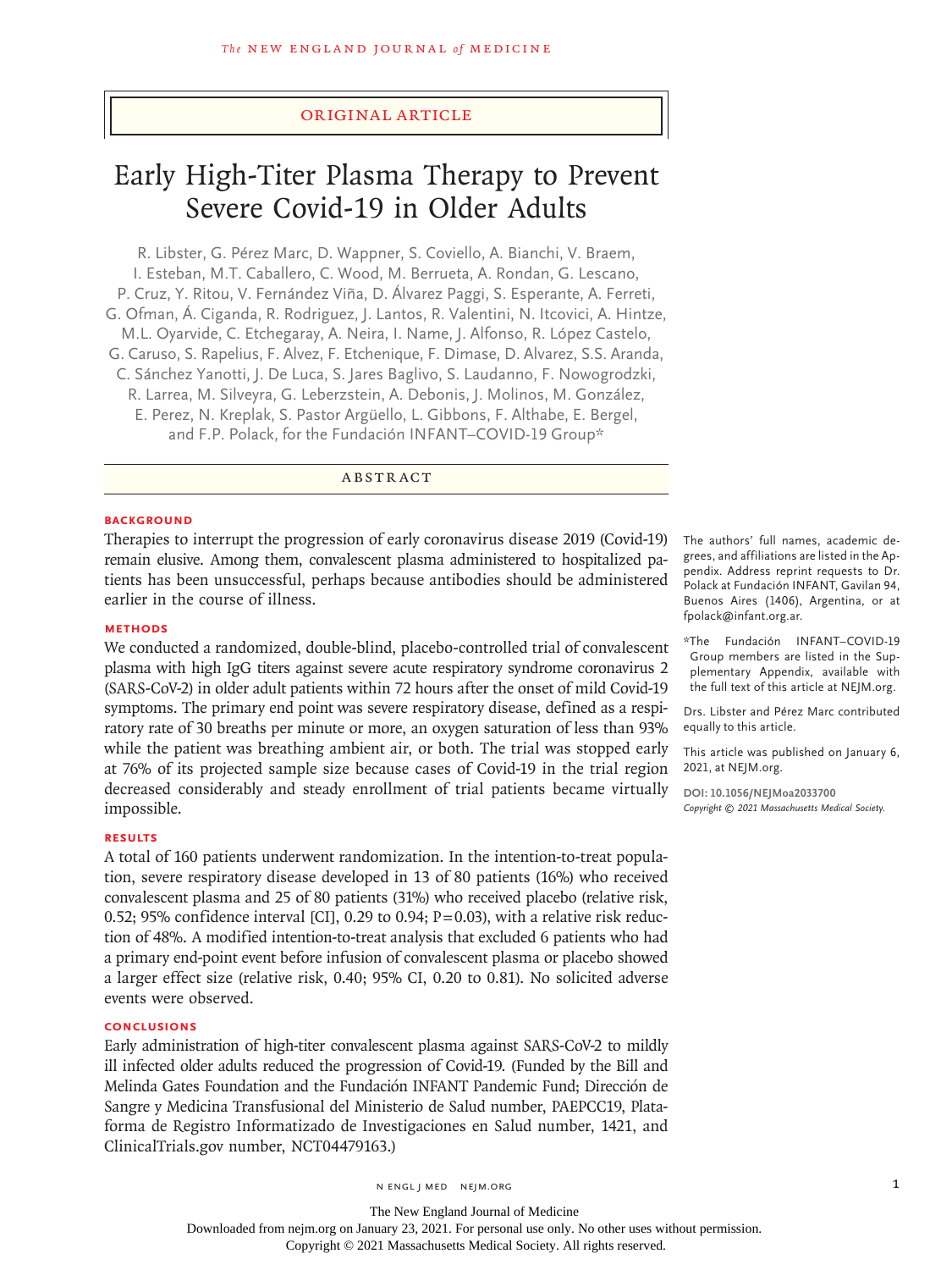ORIGINAL ARTICLE

# Early High-Titer Plasma Therapy to Prevent Severe Covid-19 in Older Adults

R. Libster, G. Pérez Marc, D. Wappner, S. Coviello, A. Bianchi, V. Braem, I. Esteban, M.T. Caballero, C. Wood, M. Berrueta, A. Rondan, G. Lescano, P. Cruz, Y. Ritou, V. Fernández Viña, D. Álvarez Paggi, S. Esperante, A. Ferreti, G. Ofman, Á. Ciganda, R. Rodriguez, J. Lantos, R. Valentini, N. Itcovici, A. Hintze, M.L. Oyarvide, C. Etchegaray, A. Neira, I. Name, J. Alfonso, R. López Castelo, G. Caruso, S. Rapelius, F. Alvez, F. Etchenique, F. Dimase, D. Alvarez, S.S. Aranda, C. Sánchez Yanotti, J. De Luca, S. Jares Baglivo, S. Laudanno, F. Nowogrodzki, R. Larrea, M. Silveyra, G. Leberzstein, A. Debonis, J. Molinos, M. González, E. Perez, N. Kreplak, S. Pastor Argüello, L. Gibbons, F. Althabe, E. Bergel, and F.P. Polack, for the Fundación INFANT–COVID-19 Group*

## ABSTRACT

### BACKGROUND

Therapies to interrupt the progression of early coronavirus disease 2019 (Covid-19) remain elusive. Among them, convalescent plasma administered to hospitalized patients has been unsuccessful, perhaps because antibodies should be administered earlier in the course of illness.

### METHODS

We conducted a randomized, double-blind, placebo-controlled trial of convalescent plasma with high IgG titers against severe acute respiratory syndrome coronavirus 2 (SARS-CoV-2) in older adult patients within 72 hours after the onset of mild Covid-19 symptoms. The primary end point was severe respiratory disease, defined as a respiratory rate of 30 breaths per minute or more, an oxygen saturation of less than 93% while the patient was breathing ambient air, or both. The trial was stopped early at 76% of its projected sample size because cases of Covid-19 in the trial region decreased considerably and steady enrollment of trial patients became virtually impossible.

### RESULTS

A total of 160 patients underwent randomization. In the intention-to-treat population, severe respiratory disease developed in 13 of 80 patients (16%) who received convalescent plasma and 25 of 80 patients (31%) who received placebo (relative risk, 0.52; 95% confidence interval [CI], 0.29 to 0.94; P=0.03), with a relative risk reduction of 48%. A modified intention-to-treat analysis that excluded 6 patients who had a primary end-point event before infusion of convalescent plasma or placebo showed a larger effect size (relative risk, 0.40; 95% CI, 0.20 to 0.81). No solicited adverse events were observed.

### CONCLUSIONS

Early administration of high-titer convalescent plasma against SARS-CoV-2 to mildly ill infected older adults reduced the progression of Covid-19. (Funded by the Bill and Melinda Gates Foundation and the Fundación INFANT Pandemic Fund; Dirección de Sangre y Medicina Transfusional del Ministerio de Salud number, PAEPCC19, Plataforma de Registro Informatizado de Investigaciones en Salud number, 1421, and ClinicalTrials.gov number, NCT04479163.)

The authors' full names, academic degrees, and affiliations are listed in the Appendix. Address reprint requests to Dr. Polack at Fundación INFANT, Gavilan 94, Buenos Aires (1406), Argentina, or at fpolack@infant.org.ar.

*The Fundación INFANT–COVID-19 Group members are listed in the Supplementary Appendix, available with the full text of this article at NEJM.org.

Drs. Libster and Pérez Marc contributed equally to this article.

This article was published on January 6, 2021, at NEJM.org.

**DOI: 10.1056/NEJMoa2033700**
*Copyright © 2021 Massachusetts Medical Society.*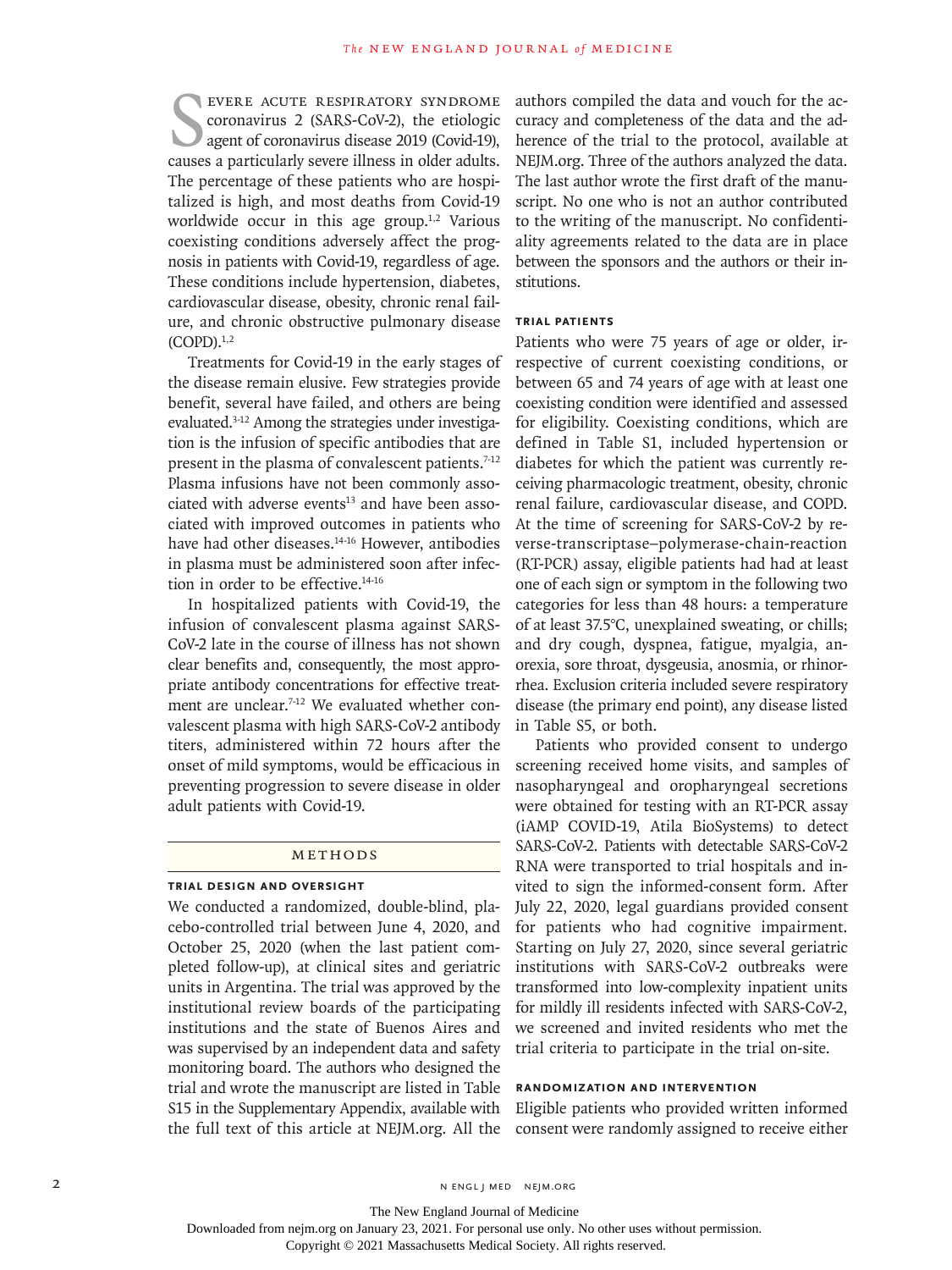Severe acute respiratory syndrome coronavirus 2 (SARS-CoV-2), the etiologic agent of coronavirus disease 2019 (Covid-19), causes a particularly severe illness in older adults. The percentage of these patients who are hospitalized is high, and most deaths from Covid-19 worldwide occur in this age group.[1,2] Various coexisting conditions adversely affect the prognosis in patients with Covid-19, regardless of age. These conditions include hypertension, diabetes, cardiovascular disease, obesity, chronic renal failure, and chronic obstructive pulmonary disease (COPD).[1,2]

Treatments for Covid-19 in the early stages of the disease remain elusive. Few strategies provide benefit, several have failed, and others are being evaluated.[3-12] Among the strategies under investigation is the infusion of specific antibodies that are present in the plasma of convalescent patients.[7-12] Plasma infusions have not been commonly associated with adverse events[13] and have been associated with improved outcomes in patients who have had other diseases.[14-16] However, antibodies in plasma must be administered soon after infection in order to be effective.[14-16]

In hospitalized patients with Covid-19, the infusion of convalescent plasma against SARS-CoV-2 late in the course of illness has not shown clear benefits and, consequently, the most appropriate antibody concentrations for effective treatment are unclear.[7-12] We evaluated whether convalescent plasma with high SARS-CoV-2 antibody titers, administered within 72 hours after the onset of mild symptoms, would be efficacious in preventing progression to severe disease in older adult patients with Covid-19.

## Methods

### Trial Design and Oversight

We conducted a randomized, double-blind, placebo-controlled trial between June 4, 2020, and October 25, 2020 (when the last patient completed follow-up), at clinical sites and geriatric units in Argentina. The trial was approved by the institutional review boards of the participating institutions and the state of Buenos Aires and was supervised by an independent data and safety monitoring board. The authors who designed the trial and wrote the manuscript are listed in Table S15 in the Supplementary Appendix, available with the full text of this article at NEJM.org. All the authors compiled the data and vouch for the accuracy and completeness of the data and the adherence of the trial to the protocol, available at NEJM.org. Three of the authors analyzed the data. The last author wrote the first draft of the manuscript. No one who is not an author contributed to the writing of the manuscript. No confidentiality agreements related to the data are in place between the sponsors and the authors or their institutions.

### Trial Patients

Patients who were 75 years of age or older, irrespective of current coexisting conditions, or between 65 and 74 years of age with at least one coexisting condition were identified and assessed for eligibility. Coexisting conditions, which are defined in Table S1, included hypertension or diabetes for which the patient was currently receiving pharmacologic treatment, obesity, chronic renal failure, cardiovascular disease, and COPD. At the time of screening for SARS-CoV-2 by reverse-transcriptase–polymerase-chain-reaction (RT-PCR) assay, eligible patients had had at least one of each sign or symptom in the following two categories for less than 48 hours: a temperature of at least 37.5°C, unexplained sweating, or chills; and dry cough, dyspnea, fatigue, myalgia, anorexia, sore throat, dysgeusia, anosmia, or rhinorrhea. Exclusion criteria included severe respiratory disease (the primary end point), any disease listed in Table S5, or both.

Patients who provided consent to undergo screening received home visits, and samples of nasopharyngeal and oropharyngeal secretions were obtained for testing with an RT-PCR assay (iAMP COVID-19, Atila BioSystems) to detect SARS-CoV-2. Patients with detectable SARS-CoV-2 RNA were transported to trial hospitals and invited to sign the informed-consent form. After July 22, 2020, legal guardians provided consent for patients who had cognitive impairment. Starting on July 27, 2020, since several geriatric institutions with SARS-CoV-2 outbreaks were transformed into low-complexity inpatient units for mildly ill residents infected with SARS-CoV-2, we screened and invited residents who met the trial criteria to participate in the trial on-site.

### Randomization and Intervention

Eligible patients who provided written informed consent were randomly assigned to receive either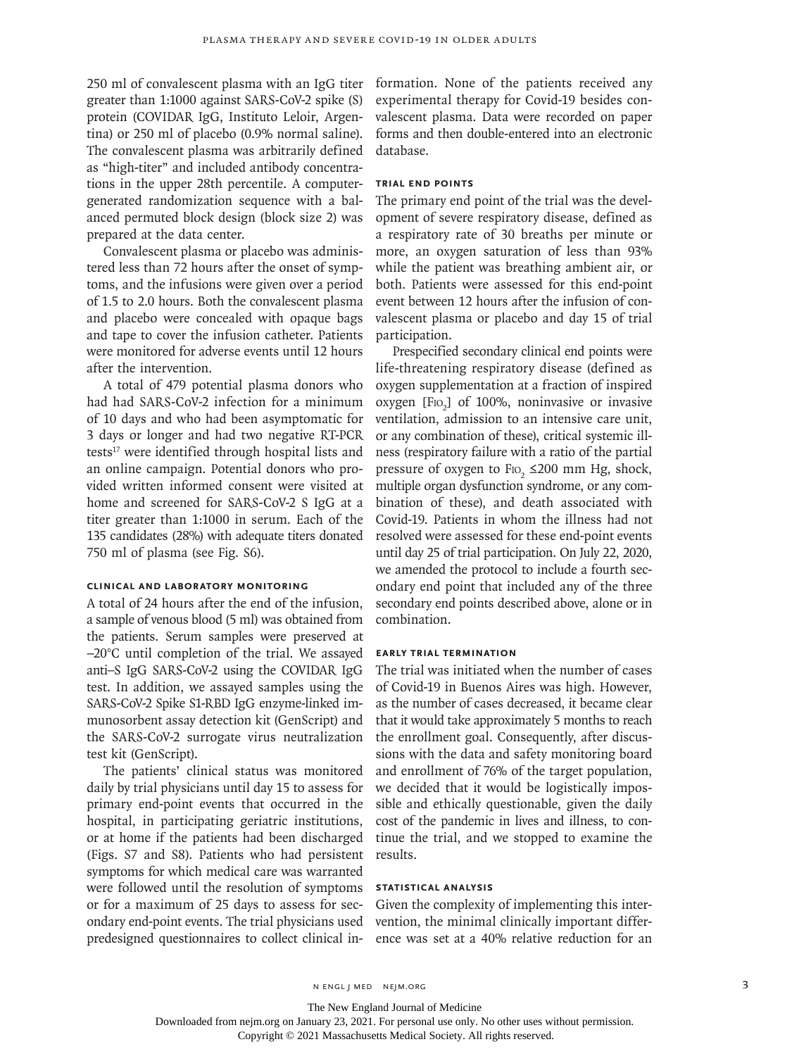250 ml of convalescent plasma with an IgG titer greater than 1:1000 against SARS-CoV-2 spike (S) protein (COVIDAR IgG, Instituto Leloir, Argentina) or 250 ml of placebo (0.9% normal saline). The convalescent plasma was arbitrarily defined as "high-titer" and included antibody concentrations in the upper 28th percentile. A computer-generated randomization sequence with a balanced permuted block design (block size 2) was prepared at the data center.

Convalescent plasma or placebo was administered less than 72 hours after the onset of symptoms, and the infusions were given over a period of 1.5 to 2.0 hours. Both the convalescent plasma and placebo were concealed with opaque bags and tape to cover the infusion catheter. Patients were monitored for adverse events until 12 hours after the intervention.

A total of 479 potential plasma donors who had had SARS-CoV-2 infection for a minimum of 10 days and who had been asymptomatic for 3 days or longer and had two negative RT-PCR tests[17] were identified through hospital lists and an online campaign. Potential donors who provided written informed consent were visited at home and screened for SARS-CoV-2 S IgG at a titer greater than 1:1000 in serum. Each of the 135 candidates (28%) with adequate titers donated 750 ml of plasma (see Fig. S6).

### Clinical and Laboratory Monitoring

A total of 24 hours after the end of the infusion, a sample of venous blood (5 ml) was obtained from the patients. Serum samples were preserved at −20°C until completion of the trial. We assayed anti–S IgG SARS-CoV-2 using the COVIDAR IgG test. In addition, we assayed samples using the SARS-CoV-2 Spike S1-RBD IgG enzyme-linked immunosorbent assay detection kit (GenScript) and the SARS-CoV-2 surrogate virus neutralization test kit (GenScript).

The patients' clinical status was monitored daily by trial physicians until day 15 to assess for primary end-point events that occurred in the hospital, in participating geriatric institutions, or at home if the patients had been discharged (Figs. S7 and S8). Patients who had persistent symptoms for which medical care was warranted were followed until the resolution of symptoms or for a maximum of 25 days to assess for secondary end-point events. The trial physicians used predesigned questionnaires to collect clinical information. None of the patients received any experimental therapy for Covid-19 besides convalescent plasma. Data were recorded on paper forms and then double-entered into an electronic database.

### Trial End Points

The primary end point of the trial was the development of severe respiratory disease, defined as a respiratory rate of 30 breaths per minute or more, an oxygen saturation of less than 93% while the patient was breathing ambient air, or both. Patients were assessed for this end-point event between 12 hours after the infusion of convalescent plasma or placebo and day 15 of trial participation.

Prespecified secondary clinical end points were life-threatening respiratory disease (defined as oxygen supplementation at a fraction of inspired oxygen [$F_{IO_2}$] of 100%, noninvasive or invasive ventilation, admission to an intensive care unit, or any combination of these), critical systemic illness (respiratory failure with a ratio of the partial pressure of oxygen to $F_{IO_2}$ ≤200 mm Hg, shock, multiple organ dysfunction syndrome, or any combination of these), and death associated with Covid-19. Patients in whom the illness had not resolved were assessed for these end-point events until day 25 of trial participation. On July 22, 2020, we amended the protocol to include a fourth secondary end point that included any of the three secondary end points described above, alone or in combination.

### Early Trial Termination

The trial was initiated when the number of cases of Covid-19 in Buenos Aires was high. However, as the number of cases decreased, it became clear that it would take approximately 5 months to reach the enrollment goal. Consequently, after discussions with the data and safety monitoring board and enrollment of 76% of the target population, we decided that it would be logistically impossible and ethically questionable, given the daily cost of the pandemic in lives and illness, to continue the trial, and we stopped to examine the results.

### Statistical Analysis

Given the complexity of implementing this intervention, the minimal clinically important difference was set at a 40% relative reduction for an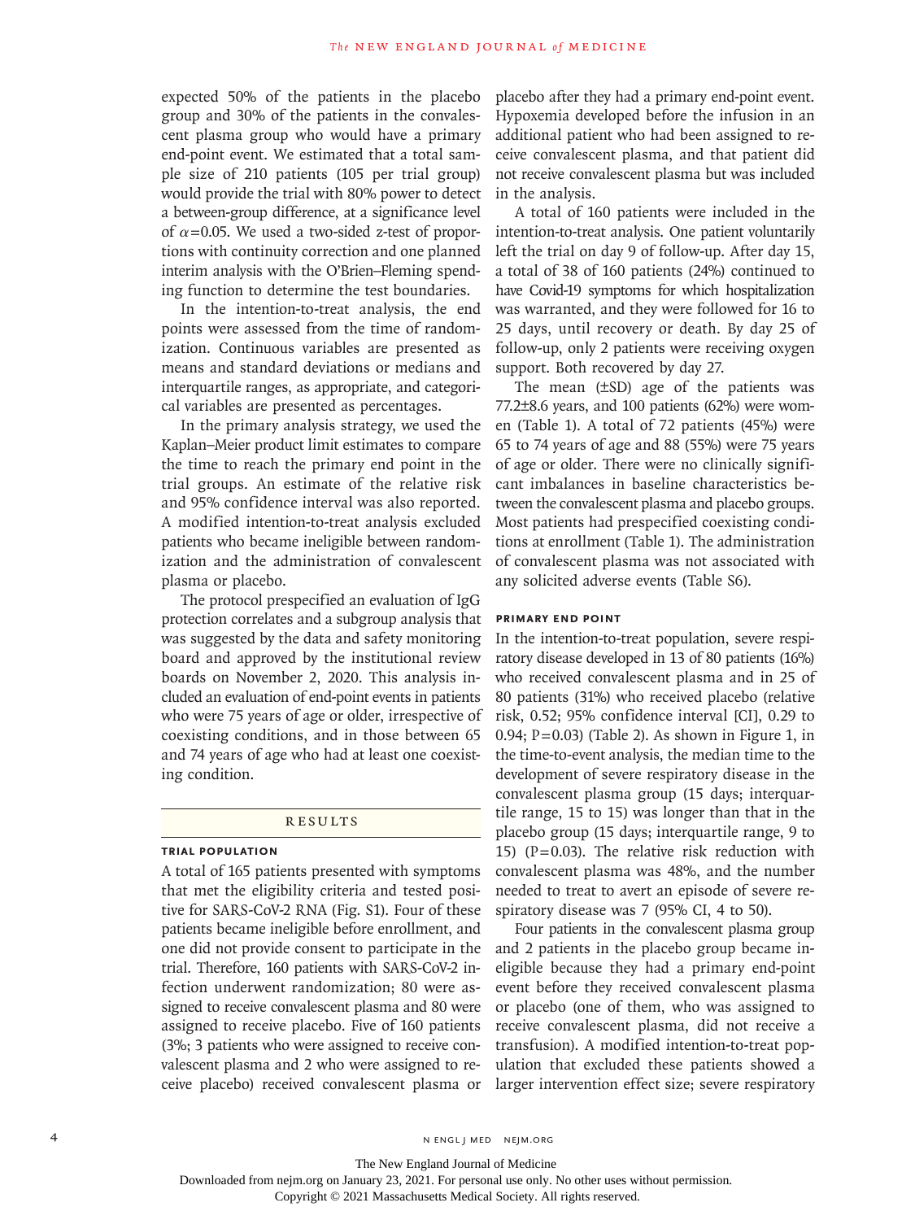expected 50% of the patients in the placebo group and 30% of the patients in the convalescent plasma group who would have a primary end-point event. We estimated that a total sample size of 210 patients (105 per trial group) would provide the trial with 80% power to detect a between-group difference, at a significance level of $\alpha=0.05$. We used a two-sided z-test of proportions with continuity correction and one planned interim analysis with the O'Brien–Fleming spending function to determine the test boundaries.

In the intention-to-treat analysis, the end points were assessed from the time of randomization. Continuous variables are presented as means and standard deviations or medians and interquartile ranges, as appropriate, and categorical variables are presented as percentages.

In the primary analysis strategy, we used the Kaplan–Meier product limit estimates to compare the time to reach the primary end point in the trial groups. An estimate of the relative risk and 95% confidence interval was also reported. A modified intention-to-treat analysis excluded patients who became ineligible between randomization and the administration of convalescent plasma or placebo.

The protocol prespecified an evaluation of IgG protection correlates and a subgroup analysis that was suggested by the data and safety monitoring board and approved by the institutional review boards on November 2, 2020. This analysis included an evaluation of end-point events in patients who were 75 years of age or older, irrespective of coexisting conditions, and in those between 65 and 74 years of age who had at least one coexisting condition.

## RESULTS

### TRIAL POPULATION

A total of 165 patients presented with symptoms that met the eligibility criteria and tested positive for SARS-CoV-2 RNA (Fig. S1). Four of these patients became ineligible before enrollment, and one did not provide consent to participate in the trial. Therefore, 160 patients with SARS-CoV-2 infection underwent randomization; 80 were assigned to receive convalescent plasma and 80 were assigned to receive placebo. Five of 160 patients (3%; 3 patients who were assigned to receive convalescent plasma and 2 who were assigned to receive placebo) received convalescent plasma or placebo after they had a primary end-point event. Hypoxemia developed before the infusion in an additional patient who had been assigned to receive convalescent plasma, and that patient did not receive convalescent plasma but was included in the analysis.

A total of 160 patients were included in the intention-to-treat analysis. One patient voluntarily left the trial on day 9 of follow-up. After day 15, a total of 38 of 160 patients (24%) continued to have Covid-19 symptoms for which hospitalization was warranted, and they were followed for 16 to 25 days, until recovery or death. By day 25 of follow-up, only 2 patients were receiving oxygen support. Both recovered by day 27.

The mean (±SD) age of the patients was 77.2±8.6 years, and 100 patients (62%) were women (Table 1). A total of 72 patients (45%) were 65 to 74 years of age and 88 (55%) were 75 years of age or older. There were no clinically significant imbalances in baseline characteristics between the convalescent plasma and placebo groups. Most patients had prespecified coexisting conditions at enrollment (Table 1). The administration of convalescent plasma was not associated with any solicited adverse events (Table S6).

### PRIMARY END POINT

In the intention-to-treat population, severe respiratory disease developed in 13 of 80 patients (16%) who received convalescent plasma and in 25 of 80 patients (31%) who received placebo (relative risk, 0.52; 95% confidence interval [CI], 0.29 to 0.94; P=0.03) (Table 2). As shown in Figure 1, in the time-to-event analysis, the median time to the development of severe respiratory disease in the convalescent plasma group (15 days; interquartile range, 15 to 15) was longer than that in the placebo group (15 days; interquartile range, 9 to 15) (P=0.03). The relative risk reduction with convalescent plasma was 48%, and the number needed to treat to avert an episode of severe respiratory disease was 7 (95% CI, 4 to 50).

Four patients in the convalescent plasma group and 2 patients in the placebo group became ineligible because they had a primary end-point event before they received convalescent plasma or placebo (one of them, who was assigned to receive convalescent plasma, did not receive a transfusion). A modified intention-to-treat population that excluded these patients showed a larger intervention effect size; severe respiratory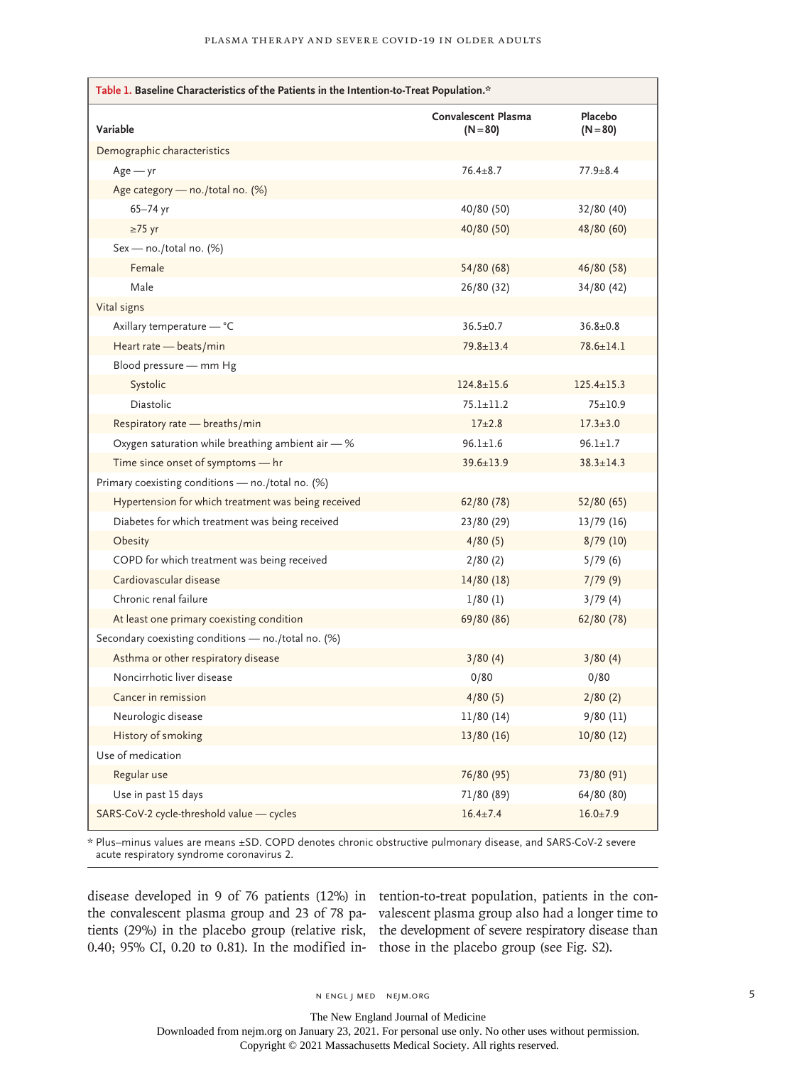**Table 1. Baseline Characteristics of the Patients in the Intention-to-Treat Population.***

| Variable | Convalescent Plasma (N=80) | Placebo (N=80) |
|---|---|---|
| Demographic characteristics | | |
| Age — yr | 76.4±8.7 | 77.9±8.4 |
| Age category — no./total no. (%) | | |
| 65–74 yr | 40/80 (50) | 32/80 (40) |
| ≥75 yr | 40/80 (50) | 48/80 (60) |
| Sex — no./total no. (%) | | |
| Female | 54/80 (68) | 46/80 (58) |
| Male | 26/80 (32) | 34/80 (42) |
| Vital signs | | |
| Axillary temperature — °C | 36.5±0.7 | 36.8±0.8 |
| Heart rate — beats/min | 79.8±13.4 | 78.6±14.1 |
| Blood pressure — mm Hg | | |
| Systolic | 124.8±15.6 | 125.4±15.3 |
| Diastolic | 75.1±11.2 | 75±10.9 |
| Respiratory rate — breaths/min | 17±2.8 | 17.3±3.0 |
| Oxygen saturation while breathing ambient air — % | 96.1±1.6 | 96.1±1.7 |
| Time since onset of symptoms — hr | 39.6±13.9 | 38.3±14.3 |
| Primary coexisting conditions — no./total no. (%) | | |
| Hypertension for which treatment was being received | 62/80 (78) | 52/80 (65) |
| Diabetes for which treatment was being received | 23/80 (29) | 13/79 (16) |
| Obesity | 4/80 (5) | 8/79 (10) |
| COPD for which treatment was being received | 2/80 (2) | 5/79 (6) |
| Cardiovascular disease | 14/80 (18) | 7/79 (9) |
| Chronic renal failure | 1/80 (1) | 3/79 (4) |
| At least one primary coexisting condition | 69/80 (86) | 62/80 (78) |
| Secondary coexisting conditions — no./total no. (%) | | |
| Asthma or other respiratory disease | 3/80 (4) | 3/80 (4) |
| Noncirrhotic liver disease | 0/80 | 0/80 |
| Cancer in remission | 4/80 (5) | 2/80 (2) |
| Neurologic disease | 11/80 (14) | 9/80 (11) |
| History of smoking | 13/80 (16) | 10/80 (12) |
| Use of medication | | |
| Regular use | 76/80 (95) | 73/80 (91) |
| Use in past 15 days | 71/80 (89) | 64/80 (80) |
| SARS-CoV-2 cycle-threshold value — cycles | 16.4±7.4 | 16.0±7.9 |

\* Plus–minus values are means ±SD. COPD denotes chronic obstructive pulmonary disease, and SARS-CoV-2 severe acute respiratory syndrome coronavirus 2.

disease developed in 9 of 76 patients (12%) in the convalescent plasma group and 23 of 78 patients (29%) in the placebo group (relative risk, 0.40; 95% CI, 0.20 to 0.81). In the modified intention-to-treat population, patients in the convalescent plasma group also had a longer time to the development of severe respiratory disease than those in the placebo group (see Fig. S2).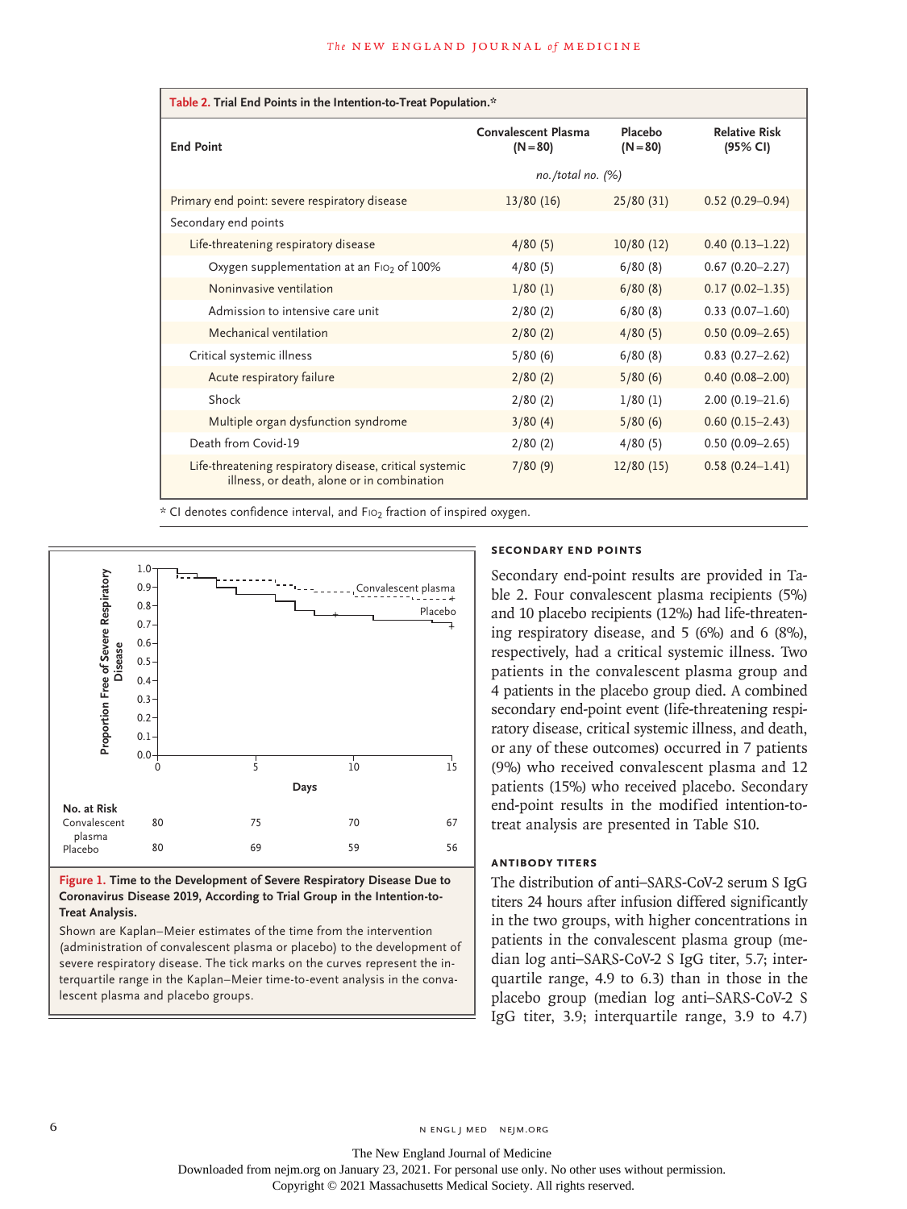**Table 2. Trial End Points in the Intention-to-Treat Population.***

| End Point | Convalescent Plasma (N=80) | Placebo (N=80) | Relative Risk (95% CI) |
|---|---|---|---|
| | no./total no. (%) | | |
| Primary end point: severe respiratory disease | 13/80 (16) | 25/80 (31) | 0.52 (0.29–0.94) |
| Secondary end points | | | |
| Life-threatening respiratory disease | 4/80 (5) | 10/80 (12) | 0.40 (0.13–1.22) |
| Oxygen supplementation at an $F_{IO_2}$ of 100% | 4/80 (5) | 6/80 (8) | 0.67 (0.20–2.27) |
| Noninvasive ventilation | 1/80 (1) | 6/80 (8) | 0.17 (0.02–1.35) |
| Admission to intensive care unit | 2/80 (2) | 6/80 (8) | 0.33 (0.07–1.60) |
| Mechanical ventilation | 2/80 (2) | 4/80 (5) | 0.50 (0.09–2.65) |
| Critical systemic illness | 5/80 (6) | 6/80 (8) | 0.83 (0.27–2.62) |
| Acute respiratory failure | 2/80 (2) | 5/80 (6) | 0.40 (0.08–2.00) |
| Shock | 2/80 (2) | 1/80 (1) | 2.00 (0.19–21.6) |
| Multiple organ dysfunction syndrome | 3/80 (4) | 5/80 (6) | 0.60 (0.15–2.43) |
| Death from Covid-19 | 2/80 (2) | 4/80 (5) | 0.50 (0.09–2.65) |
| Life-threatening respiratory disease, critical systemic illness, or death, alone or in combination | 7/80 (9) | 12/80 (15) | 0.58 (0.24–1.41) |

\* CI denotes confidence interval, and $F_{IO_2}$ fraction of inspired oxygen.

| No. at Risk | 0 | 5 | 10 | 15 |
|---|---|---|---|---|
| Convalescent plasma | 80 | 75 | 70 | 67 |
| Placebo | 80 | 69 | 59 | 56 |

**Figure 1. Time to the Development of Severe Respiratory Disease Due to Coronavirus Disease 2019, According to Trial Group in the Intention-to-Treat Analysis.**

Shown are Kaplan–Meier estimates of the time from the intervention (administration of convalescent plasma or placebo) to the development of severe respiratory disease. The tick marks on the curves represent the interquartile range in the Kaplan–Meier time-to-event analysis in the convalescent plasma and placebo groups.

### SECONDARY END POINTS

Secondary end-point results are provided in Table 2. Four convalescent plasma recipients (5%) and 10 placebo recipients (12%) had life-threatening respiratory disease, and 5 (6%) and 6 (8%), respectively, had a critical systemic illness. Two patients in the convalescent plasma group and 4 patients in the placebo group died. A combined secondary end-point event (life-threatening respiratory disease, critical systemic illness, and death, or any of these outcomes) occurred in 7 patients (9%) who received convalescent plasma and 12 patients (15%) who received placebo. Secondary end-point results in the modified intention-to-treat analysis are presented in Table S10.

### ANTIBODY TITERS

The distribution of anti–SARS-CoV-2 serum S IgG titers 24 hours after infusion differed significantly in the two groups, with higher concentrations in patients in the convalescent plasma group (median log anti–SARS-CoV-2 S IgG titer, 5.7; interquartile range, 4.9 to 6.3) than in those in the placebo group (median log anti–SARS-CoV-2 S IgG titer, 3.9; interquartile range, 3.9 to 4.7)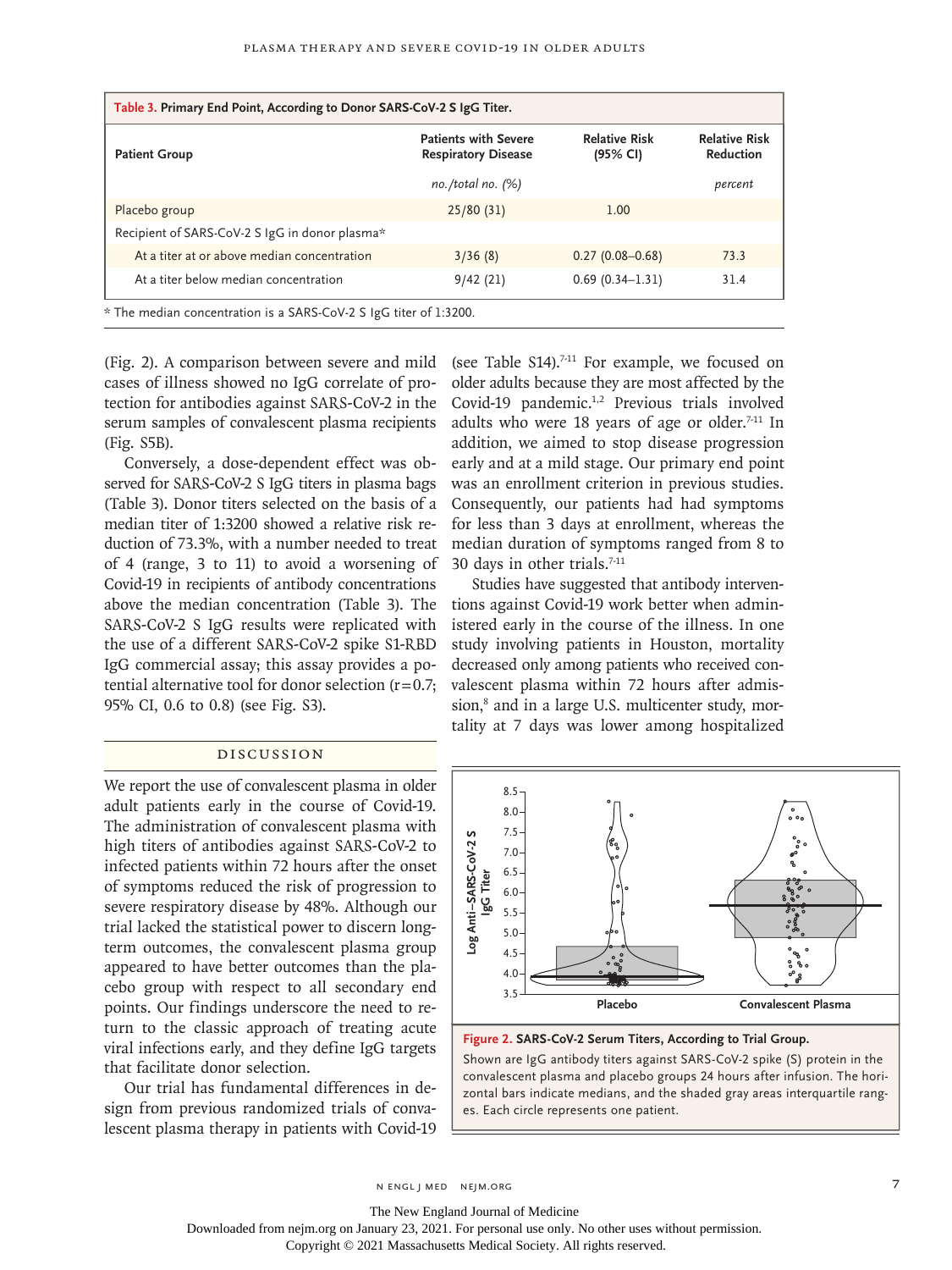**Table 3. Primary End Point, According to Donor SARS-CoV-2 S IgG Titer.**

| Patient Group | Patients with Severe Respiratory Disease | Relative Risk (95% CI) | Relative Risk Reduction |
|---|---|---|---|
| | *no./total no. (%)* | | *percent* |
| Placebo group | 25/80 (31) | 1.00 | |
| Recipient of SARS-CoV-2 S IgG in donor plasma* | | | |
| At a titer at or above median concentration | 3/36 (8) | 0.27 (0.08–0.68) | 73.3 |
| At a titer below median concentration | 9/42 (21) | 0.69 (0.34–1.31) | 31.4 |

\* The median concentration is a SARS-CoV-2 S IgG titer of 1:3200.

(Fig. 2). A comparison between severe and mild cases of illness showed no IgG correlate of protection for antibodies against SARS-CoV-2 in the serum samples of convalescent plasma recipients (Fig. S5B).

Conversely, a dose-dependent effect was observed for SARS-CoV-2 S IgG titers in plasma bags (Table 3). Donor titers selected on the basis of a median titer of 1:3200 showed a relative risk reduction of 73.3%, with a number needed to treat of 4 (range, 3 to 11) to avoid a worsening of Covid-19 in recipients of antibody concentrations above the median concentration (Table 3). The SARS-CoV-2 S IgG results were replicated with the use of a different SARS-CoV-2 spike S1-RBD IgG commercial assay; this assay provides a potential alternative tool for donor selection (r=0.7; 95% CI, 0.6 to 0.8) (see Fig. S3).

## Discussion

We report the use of convalescent plasma in older adult patients early in the course of Covid-19. The administration of convalescent plasma with high titers of antibodies against SARS-CoV-2 to infected patients within 72 hours after the onset of symptoms reduced the risk of progression to severe respiratory disease by 48%. Although our trial lacked the statistical power to discern long-term outcomes, the convalescent plasma group appeared to have better outcomes than the placebo group with respect to all secondary end points. Our findings underscore the need to return to the classic approach of treating acute viral infections early, and they define IgG targets that facilitate donor selection.

Our trial has fundamental differences in design from previous randomized trials of convalescent plasma therapy in patients with Covid-19 (see Table S14).[7-11] For example, we focused on older adults because they are most affected by the Covid-19 pandemic.[1,2] Previous trials involved adults who were 18 years of age or older.[7-11] In addition, we aimed to stop disease progression early and at a mild stage. Our primary end point was an enrollment criterion in previous studies. Consequently, our patients had had symptoms for less than 3 days at enrollment, whereas the median duration of symptoms ranged from 8 to 30 days in other trials.[7-11]

Studies have suggested that antibody interventions against Covid-19 work better when administered early in the course of the illness. In one study involving patients in Houston, mortality decreased only among patients who received convalescent plasma within 72 hours after admission,[8] and in a large U.S. multicenter study, mortality at 7 days was lower among hospitalized

**Figure 2. SARS-CoV-2 Serum Titers, According to Trial Group.**

Shown are IgG antibody titers against SARS-CoV-2 spike (S) protein in the convalescent plasma and placebo groups 24 hours after infusion. The horizontal bars indicate medians, and the shaded gray areas interquartile ranges. Each circle represents one patient.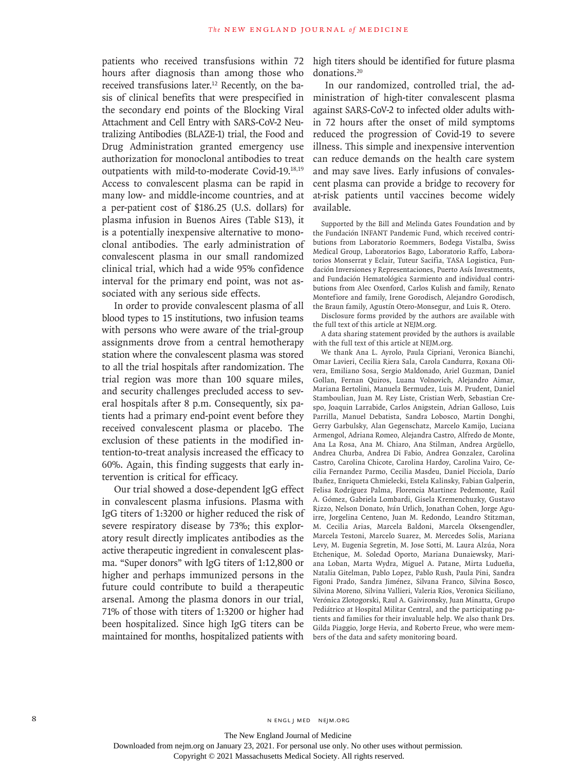patients who received transfusions within 72 hours after diagnosis than among those who received transfusions later.[12] Recently, on the basis of clinical benefits that were prespecified in the secondary end points of the Blocking Viral Attachment and Cell Entry with SARS-CoV-2 Neutralizing Antibodies (BLAZE-1) trial, the Food and Drug Administration granted emergency use authorization for monoclonal antibodies to treat outpatients with mild-to-moderate Covid-19.[18,19] Access to convalescent plasma can be rapid in many low- and middle-income countries, and at a per-patient cost of $186.25 (U.S. dollars) for plasma infusion in Buenos Aires (Table S13), it is a potentially inexpensive alternative to monoclonal antibodies. The early administration of convalescent plasma in our small randomized clinical trial, which had a wide 95% confidence interval for the primary end point, was not associated with any serious side effects.

In order to provide convalescent plasma of all blood types to 15 institutions, two infusion teams with persons who were aware of the trial-group assignments drove from a central hemotherapy station where the convalescent plasma was stored to all the trial hospitals after randomization. The trial region was more than 100 square miles, and security challenges precluded access to several hospitals after 8 p.m. Consequently, six patients had a primary end-point event before they received convalescent plasma or placebo. The exclusion of these patients in the modified intention-to-treat analysis increased the efficacy to 60%. Again, this finding suggests that early intervention is critical for efficacy.

Our trial showed a dose-dependent IgG effect in convalescent plasma infusions. Plasma with IgG titers of 1:3200 or higher reduced the risk of severe respiratory disease by 73%; this exploratory result directly implicates antibodies as the active therapeutic ingredient in convalescent plasma. "Super donors" with IgG titers of 1:12,800 or higher and perhaps immunized persons in the future could contribute to build a therapeutic arsenal. Among the plasma donors in our trial, 71% of those with titers of 1:3200 or higher had been hospitalized. Since high IgG titers can be maintained for months, hospitalized patients with high titers should be identified for future plasma donations.[20]

In our randomized, controlled trial, the administration of high-titer convalescent plasma against SARS-CoV-2 to infected older adults within 72 hours after the onset of mild symptoms reduced the progression of Covid-19 to severe illness. This simple and inexpensive intervention can reduce demands on the health care system and may save lives. Early infusions of convalescent plasma can provide a bridge to recovery for at-risk patients until vaccines become widely available.

Supported by the Bill and Melinda Gates Foundation and by the Fundación INFANT Pandemic Fund, which received contributions from Laboratorio Roemmers, Bodega Vistalba, Swiss Medical Group, Laboratorios Bago, Laboratorio Raffo, Laboratorios Monserrat y Eclair, Tuteur Sacifia, TASA Logistica, Fundación Inversiones y Representaciones, Puerto Asís Investments, and Fundación Hematológica Sarmiento and individual contributions from Alec Oxenford, Carlos Kulish and family, Renato Montefiore and family, Irene Gorodisch, Alejandro Gorodisch, the Braun family, Agustín Otero-Monsegur, and Luis R. Otero.

Disclosure forms provided by the authors are available with the full text of this article at NEJM.org.

A data sharing statement provided by the authors is available with the full text of this article at NEJM.org.

We thank Ana L. Ayrolo, Paula Cipriani, Veronica Bianchi, Omar Lavieri, Cecilia Riera Sala, Carola Candurra, Roxana Olivera, Emiliano Sosa, Sergio Maldonado, Ariel Guzman, Daniel Gollan, Fernan Quiros, Luana Volnovich, Alejandro Aimar, Mariana Bertolini, Manuela Bermudez, Luis M. Prudent, Daniel Stamboulian, Juan M. Rey Liste, Cristian Werb, Sebastian Crespo, Joaquin Larrabide, Carlos Anigstein, Adrian Galloso, Luis Parrilla, Manuel Debatista, Sandra Lobosco, Martin Donghi, Gerry Garbulsky, Alan Gegenschatz, Marcelo Kamijo, Luciana Armengol, Adriana Romeo, Alejandra Castro, Alfredo de Monte, Ana La Rosa, Ana M. Chiaro, Ana Stilman, Andrea Argüello, Andrea Churba, Andrea Di Fabio, Andrea Gonzalez, Carolina Castro, Carolina Chicote, Carolina Hardoy, Carolina Vairo, Cecilia Fernandez Parmo, Cecilia Masdeu, Daniel Picciola, Darío Ibañez, Enriqueta Chmielecki, Estela Kalinsky, Fabian Galperin, Felisa Rodríguez Palma, Florencia Martinez Pedemonte, Raúl A. Gómez, Gabriela Lombardi, Gisela Kremenchuzky, Gustavo Rizzo, Nelson Donato, Iván Urlich, Jonathan Cohen, Jorge Aguirre, Jorgelina Centeno, Juan M. Redondo, Leandro Stitzman, M. Cecilia Arias, Marcela Baldoni, Marcela Oksengendler, Marcela Testoni, Marcelo Suarez, M. Mercedes Solis, Mariana Levy, M. Eugenia Segretin, M. Jose Sotti, M. Laura Alzúa, Nora Etchenique, M. Soledad Oporto, Mariana Dunaiewsky, Mariana Loban, Marta Wydra, Miguel A. Patane, Mirta Ludueña, Natalia Gitelman, Pablo Lopez, Pablo Rush, Paula Pini, Sandra Figoni Prado, Sandra Jiménez, Silvana Franco, Silvina Bosco, Silvina Moreno, Silvina Vallieri, Valeria Rios, Veronica Siciliano, Verónica Zlotogorski, Raul A. Gaivironsky, Juan Minatta, Grupo Pediátrico at Hospital Militar Central, and the participating patients and families for their invaluable help. We also thank Drs. Gilda Piaggio, Jorge Hevia, and Roberto Freue, who were members of the data and safety monitoring board.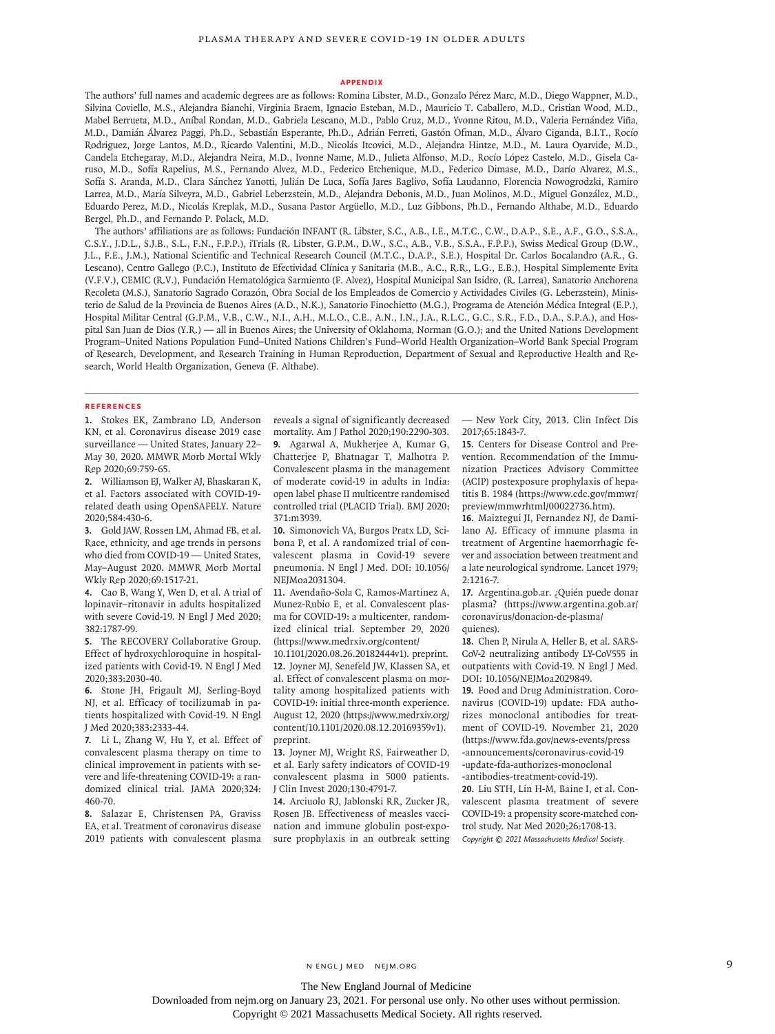## APPENDIX

The authors' full names and academic degrees are as follows: Romina Libster, M.D., Gonzalo Pérez Marc, M.D., Diego Wappner, M.D., Silvina Coviello, M.S., Alejandra Bianchi, Virginia Braem, Ignacio Esteban, M.D., Mauricio T. Caballero, M.D., Cristian Wood, M.D., Mabel Berrueta, M.D., Aníbal Rondan, M.D., Gabriela Lescano, M.D., Pablo Cruz, M.D., Yvonne Ritou, M.D., Valeria Fernández Viña, M.D., Damián Álvarez Paggi, Ph.D., Sebastián Esperante, Ph.D., Adrián Ferreti, Gastón Ofman, M.D., Álvaro Ciganda, B.I.T., Rocío Rodriguez, Jorge Lantos, M.D., Ricardo Valentini, M.D., Nicolás Itcovici, M.D., Alejandra Hintze, M.D., M. Laura Oyarvide, M.D., Candela Etchegaray, M.D., Alejandra Neira, M.D., Ivonne Name, M.D., Julieta Alfonso, M.D., Rocío López Castelo, M.D., Gisela Caruso, M.D., Sofía Rapelius, M.S., Fernando Alvez, M.D., Federico Etchenique, M.D., Federico Dimase, M.D., Darío Alvarez, M.S., Sofía S. Aranda, M.D., Clara Sánchez Yanotti, Julián De Luca, Sofía Jares Baglivo, Sofía Laudanno, Florencia Nowogrodzki, Ramiro Larrea, M.D., María Silveyra, M.D., Gabriel Leberzstein, M.D., Alejandra Debonis, M.D., Juan Molinos, M.D., Miguel González, M.D., Eduardo Perez, M.D., Nicolás Kreplak, M.D., Susana Pastor Argüello, M.D., Luz Gibbons, Ph.D., Fernando Althabe, M.D., Eduardo Bergel, Ph.D., and Fernando P. Polack, M.D.

The authors' affiliations are as follows: Fundación INFANT (R. Libster, S.C., A.B., I.E., M.T.C., C.W., D.A.P., S.E., A.F., G.O., S.S.A., C.S.Y., J.D.L., S.J.B., S.L., F.N., F.P.P.), iTrials (R. Libster, G.P.M., D.W., S.C., A.B., V.B., S.S.A., F.P.P.), Swiss Medical Group (D.W., J.L., F.E., J.M.), National Scientific and Technical Research Council (M.T.C., D.A.P., S.E.), Hospital Dr. Carlos Bocalandro (A.R., G. Lescano), Centro Gallego (P.C.), Instituto de Efectividad Clínica y Sanitaria (M.B., A.C., R.R., L.G., E.B.), Hospital Simplemente Evita (V.F.V.), CEMIC (R.V.), Fundación Hematológica Sarmiento (F. Alvez), Hospital Municipal San Isidro, (R. Larrea), Sanatorio Anchorena Recoleta (M.S.), Sanatorio Sagrado Corazón, Obra Social de los Empleados de Comercio y Actividades Civiles (G. Leberzstein), Ministerio de Salud de la Provincia de Buenos Aires (A.D., N.K.), Sanatorio Finochietto (M.G.), Programa de Atención Médica Integral (E.P.), Hospital Militar Central (G.P.M., V.B., C.W., N.I., A.H., M.L.O., C.E., A.N., I.N., J.A., R.L.C., G.C., S.R., F.D., D.A., S.P.A.), and Hospital San Juan de Dios (Y.R.) — all in Buenos Aires; the University of Oklahoma, Norman (G.O.); and the United Nations Development Program–United Nations Population Fund–United Nations Children's Fund–World Health Organization–World Bank Special Program of Research, Development, and Research Training in Human Reproduction, Department of Sexual and Reproductive Health and Research, World Health Organization, Geneva (F. Althabe).

## REFERENCES

1. Stokes EK, Zambrano LD, Anderson KN, et al. Coronavirus disease 2019 case surveillance — United States, January 22–May 30, 2020. MMWR Morb Mortal Wkly Rep 2020;69:759-65.
2. Williamson EJ, Walker AJ, Bhaskaran K, et al. Factors associated with COVID-19-related death using OpenSAFELY. Nature 2020;584:430-6.
3. Gold JAW, Rossen LM, Ahmad FB, et al. Race, ethnicity, and age trends in persons who died from COVID-19 — United States, May–August 2020. MMWR Morb Mortal Wkly Rep 2020;69:1517-21.
4. Cao B, Wang Y, Wen D, et al. A trial of lopinavir–ritonavir in adults hospitalized with severe Covid-19. N Engl J Med 2020;382:1787-99.
5. The RECOVERY Collaborative Group. Effect of hydroxychloroquine in hospitalized patients with Covid-19. N Engl J Med 2020;383:2030-40.
6. Stone JH, Frigault MJ, Serling-Boyd NJ, et al. Efficacy of tocilizumab in patients hospitalized with Covid-19. N Engl J Med 2020;383:2333-44.
7. Li L, Zhang W, Hu Y, et al. Effect of convalescent plasma therapy on time to clinical improvement in patients with severe and life-threatening COVID-19: a randomized clinical trial. JAMA 2020;324:460-70.
8. Salazar E, Christensen PA, Graviss EA, et al. Treatment of coronavirus disease 2019 patients with convalescent plasma reveals a signal of significantly decreased mortality. Am J Pathol 2020;190:2290-303.
9. Agarwal A, Mukherjee A, Kumar G, Chatterjee P, Bhatnagar T, Malhotra P. Convalescent plasma in the management of moderate covid-19 in adults in India: open label phase II multicentre randomised controlled trial (PLACID Trial). BMJ 2020;371:m3939.
10. Simonovich VA, Burgos Pratx LD, Scibona P, et al. A randomized trial of convalescent plasma in Covid-19 severe pneumonia. N Engl J Med. DOI: 10.1056/NEJMoa2031304.
11. Avendaño-Sola C, Ramos-Martinez A, Munez-Rubio E, et al. Convalescent plasma for COVID-19: a multicenter, randomized clinical trial. September 29, 2020 (https://www.medrxiv.org/content/10.1101/2020.08.26.20182444v1). preprint.
12. Joyner MJ, Senefeld JW, Klassen SA, et al. Effect of convalescent plasma on mortality among hospitalized patients with COVID-19: initial three-month experience. August 12, 2020 (https://www.medrxiv.org/content/10.1101/2020.08.12.20169359v1). preprint.
13. Joyner MJ, Wright RS, Fairweather D, et al. Early safety indicators of COVID-19 convalescent plasma in 5000 patients. J Clin Invest 2020;130:4791-7.
14. Arciuolo RJ, Jablonski RR, Zucker JR, Rosen JB. Effectiveness of measles vaccination and immune globulin post-exposure prophylaxis in an outbreak setting — New York City, 2013. Clin Infect Dis 2017;65:1843-7.
15. Centers for Disease Control and Prevention. Recommendation of the Immunization Practices Advisory Committee (ACIP) postexposure prophylaxis of hepatitis B. 1984 (https://www.cdc.gov/mmwr/preview/mmwrhtml/00022736.htm).
16. Maiztegui JI, Fernandez NJ, de Damilano AJ. Efficacy of immune plasma in treatment of Argentine haemorrhagic fever and association between treatment and a late neurological syndrome. Lancet 1979;2:1216-7.
17. Argentina.gob.ar. ¿Quién puede donar plasma? (https://www.argentina.gob.ar/coronavirus/donacion-de-plasma/quienes).
18. Chen P, Nirula A, Heller B, et al. SARS-CoV-2 neutralizing antibody LY-CoV555 in outpatients with Covid-19. N Engl J Med. DOI: 10.1056/NEJMoa2029849.
19. Food and Drug Administration. Coronavirus (COVID-19) update: FDA authorizes monoclonal antibodies for treatment of COVID-19. November 21, 2020 (https://www.fda.gov/news-events/press-announcements/coronavirus-covid-19-update-fda-authorizes-monoclonal-antibodies-treatment-covid-19).
20. Liu STH, Lin H-M, Baine I, et al. Convalescent plasma treatment of severe COVID-19: a propensity score-matched control study. Nat Med 2020;26:1708-13.

*Copyright © 2021 Massachusetts Medical Society.*